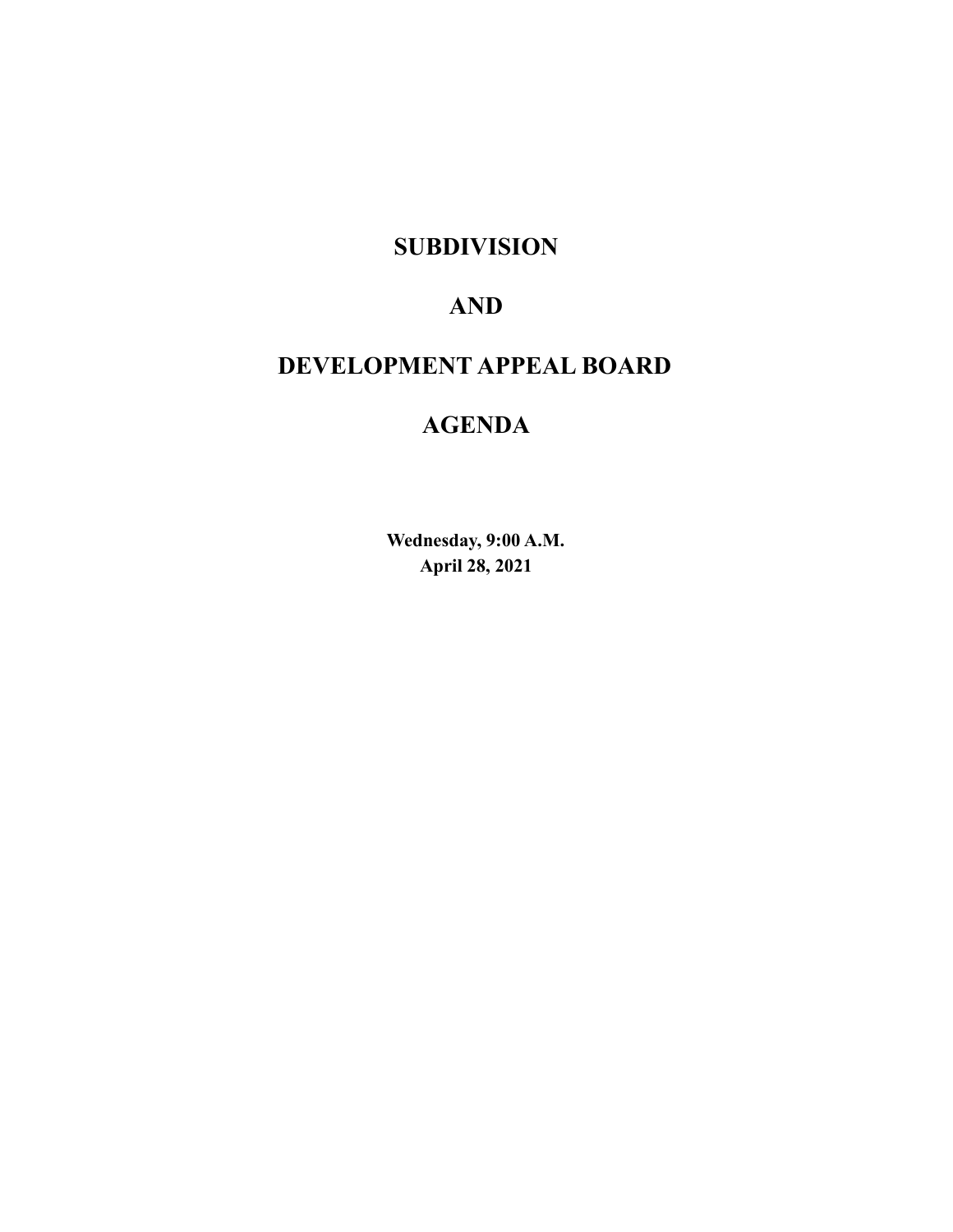# SUBDIVISION

# AND

# DEVELOPMENT APPEAL BOARD

# AGENDA

**Wednesday, 9:00 A.M.**
**April 28, 2021**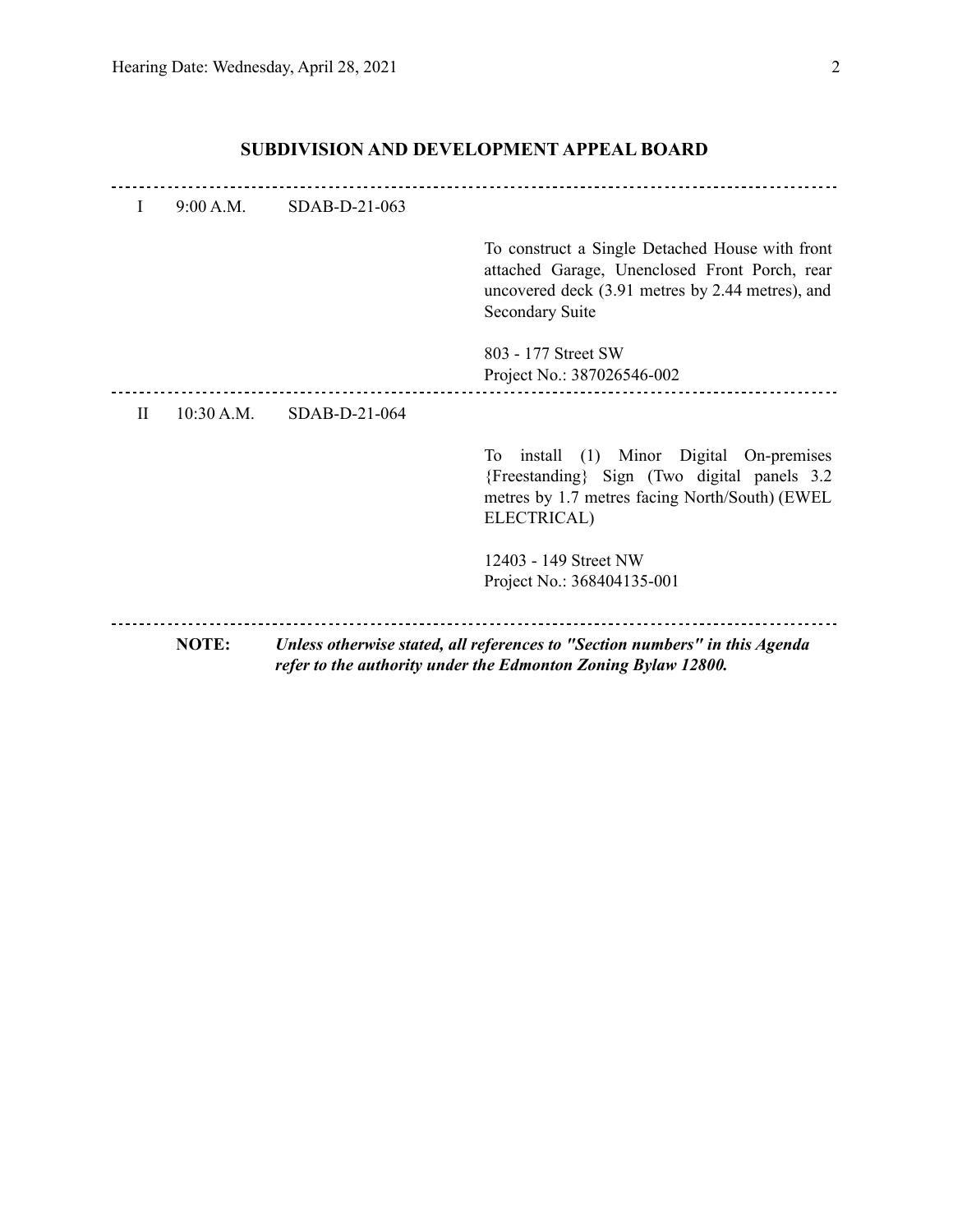## SUBDIVISION AND DEVELOPMENT APPEAL BOARD

---

| | | | |
|---|---|---|---|
| I | 9:00 A.M. | SDAB-D-21-063 | |
| | | | To construct a Single Detached House with front attached Garage, Unenclosed Front Porch, rear uncovered deck (3.91 metres by 2.44 metres), and Secondary Suite |
| | | | 803 - 177 Street SW<br>Project No.: 387026546-002 |

---

| | | | |
|---|---|---|---|
| II | 10:30 A.M. | SDAB-D-21-064 | |
| | | | To install (1) Minor Digital On-premises {Freestanding} Sign (Two digital panels 3.2 metres by 1.7 metres facing North/South) (EWEL ELECTRICAL) |
| | | | 12403 - 149 Street NW<br>Project No.: 368404135-001 |

---

**NOTE:** ***Unless otherwise stated, all references to "Section numbers" in this Agenda refer to the authority under the Edmonton Zoning Bylaw 12800.***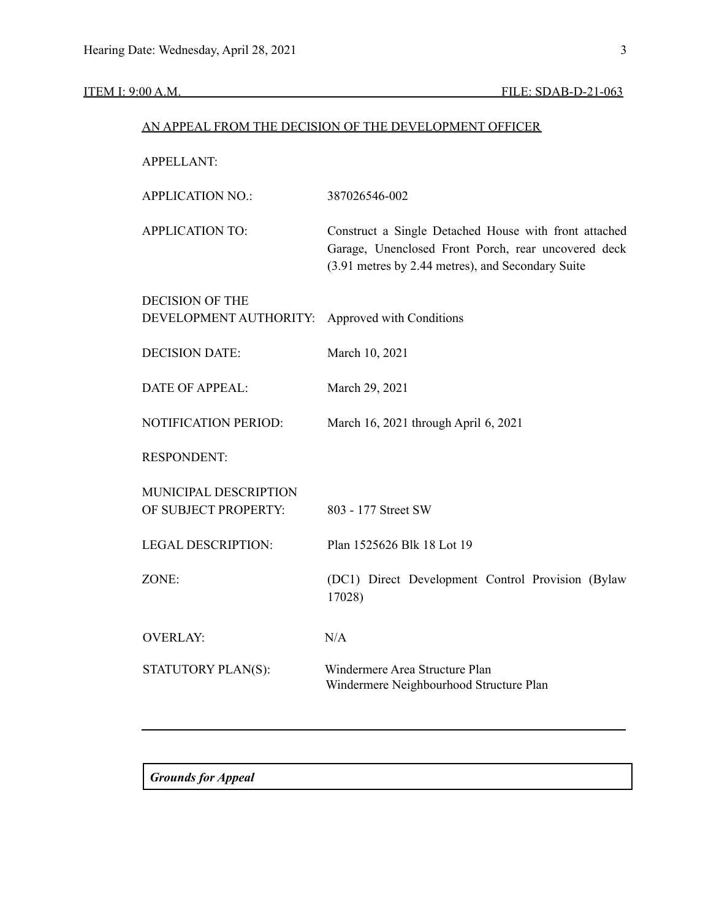ITEM I: 9:00 A.M. FILE: SDAB-D-21-063

AN APPEAL FROM THE DECISION OF THE DEVELOPMENT OFFICER

| | |
|---|---|
| APPELLANT: | |
| APPLICATION NO.: | 387026546-002 |
| APPLICATION TO: | Construct a Single Detached House with front attached Garage, Unenclosed Front Porch, rear uncovered deck (3.91 metres by 2.44 metres), and Secondary Suite |
| DECISION OF THE DEVELOPMENT AUTHORITY: | Approved with Conditions |
| DECISION DATE: | March 10, 2021 |
| DATE OF APPEAL: | March 29, 2021 |
| NOTIFICATION PERIOD: | March 16, 2021 through April 6, 2021 |
| RESPONDENT: | |
| MUNICIPAL DESCRIPTION OF SUBJECT PROPERTY: | 803 - 177 Street SW |
| LEGAL DESCRIPTION: | Plan 1525626 Blk 18 Lot 19 |
| ZONE: | (DC1) Direct Development Control Provision (Bylaw 17028) |
| OVERLAY: | N/A |
| STATUTORY PLAN(S): | Windermere Area Structure Plan<br>Windermere Neighbourhood Structure Plan |

***Grounds for Appeal***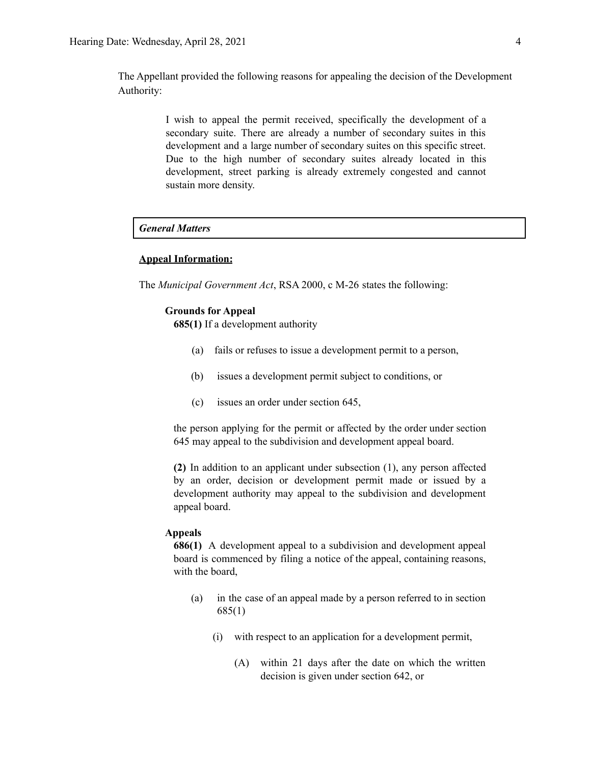The Appellant provided the following reasons for appealing the decision of the Development Authority:

> I wish to appeal the permit received, specifically the development of a secondary suite. There are already a number of secondary suites in this development and a large number of secondary suites on this specific street. Due to the high number of secondary suites already located in this development, street parking is already extremely congested and cannot sustain more density.

***General Matters***

**Appeal Information:**

The *Municipal Government Act*, RSA 2000, c M-26 states the following:

**Grounds for Appeal**

**685(1)** If a development authority

(a) fails or refuses to issue a development permit to a person,

(b) issues a development permit subject to conditions, or

(c) issues an order under section 645,

the person applying for the permit or affected by the order under section 645 may appeal to the subdivision and development appeal board.

**(2)** In addition to an applicant under subsection (1), any person affected by an order, decision or development permit made or issued by a development authority may appeal to the subdivision and development appeal board.

**Appeals**

**686(1)** A development appeal to a subdivision and development appeal board is commenced by filing a notice of the appeal, containing reasons, with the board,

(a) in the case of an appeal made by a person referred to in section 685(1)

(i) with respect to an application for a development permit,

(A) within 21 days after the date on which the written decision is given under section 642, or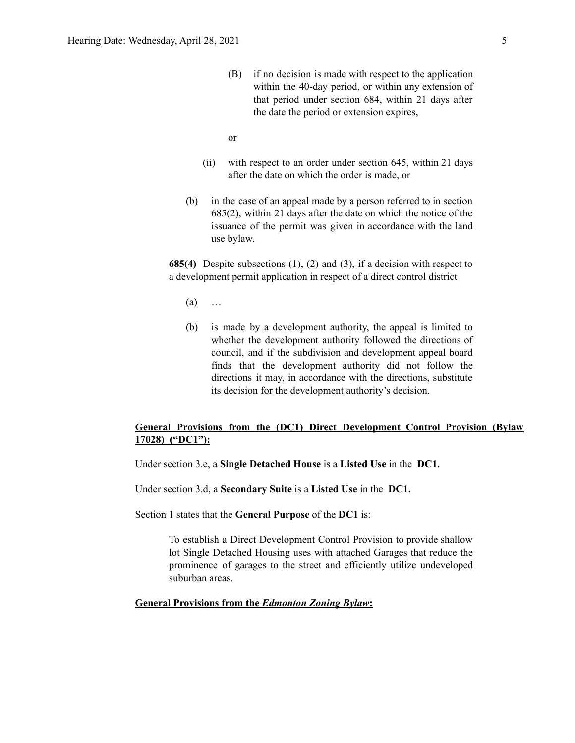(B) if no decision is made with respect to the application within the 40-day period, or within any extension of that period under section 684, within 21 days after the date the period or extension expires,

or

(ii) with respect to an order under section 645, within 21 days after the date on which the order is made, or

(b) in the case of an appeal made by a person referred to in section 685(2), within 21 days after the date on which the notice of the issuance of the permit was given in accordance with the land use bylaw.

**685(4)** Despite subsections (1), (2) and (3), if a decision with respect to a development permit application in respect of a direct control district

(a) …

(b) is made by a development authority, the appeal is limited to whether the development authority followed the directions of council, and if the subdivision and development appeal board finds that the development authority did not follow the directions it may, in accordance with the directions, substitute its decision for the development authority's decision.

**General Provisions from the (DC1) Direct Development Control Provision (Bylaw 17028) ("DC1"):**

Under section 3.e, a **Single Detached House** is a **Listed Use** in the **DC1.**

Under section 3.d, a **Secondary Suite** is a **Listed Use** in the **DC1.**

Section 1 states that the **General Purpose** of the **DC1** is:

> To establish a Direct Development Control Provision to provide shallow lot Single Detached Housing uses with attached Garages that reduce the prominence of garages to the street and efficiently utilize undeveloped suburban areas.

**General Provisions from the *Edmonton Zoning Bylaw*:**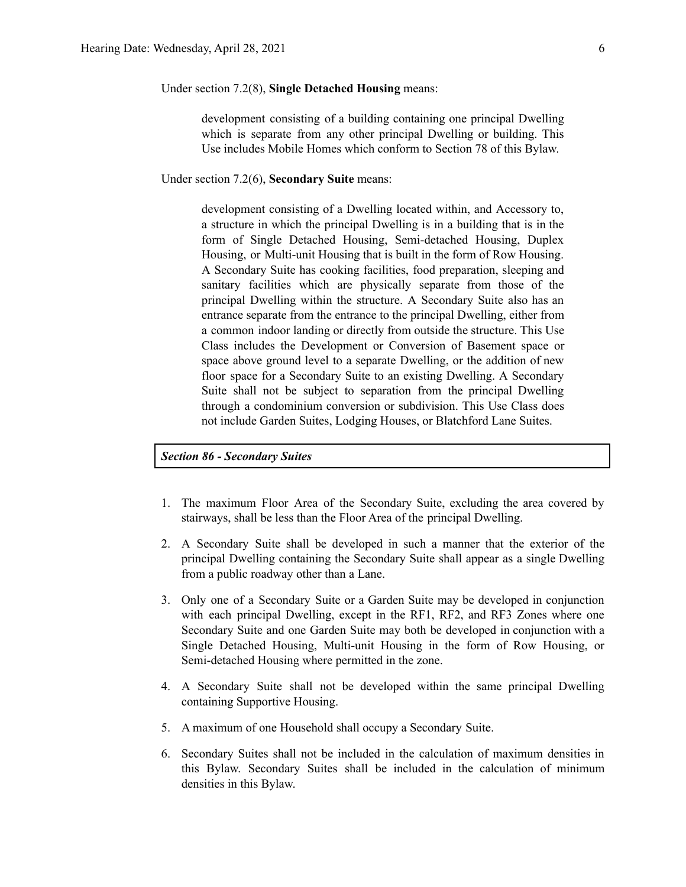Under section 7.2(8), **Single Detached Housing** means:

> development consisting of a building containing one principal Dwelling which is separate from any other principal Dwelling or building. This Use includes Mobile Homes which conform to Section 78 of this Bylaw.

Under section 7.2(6), **Secondary Suite** means:

> development consisting of a Dwelling located within, and Accessory to, a structure in which the principal Dwelling is in a building that is in the form of Single Detached Housing, Semi-detached Housing, Duplex Housing, or Multi-unit Housing that is built in the form of Row Housing. A Secondary Suite has cooking facilities, food preparation, sleeping and sanitary facilities which are physically separate from those of the principal Dwelling within the structure. A Secondary Suite also has an entrance separate from the entrance to the principal Dwelling, either from a common indoor landing or directly from outside the structure. This Use Class includes the Development or Conversion of Basement space or space above ground level to a separate Dwelling, or the addition of new floor space for a Secondary Suite to an existing Dwelling. A Secondary Suite shall not be subject to separation from the principal Dwelling through a condominium conversion or subdivision. This Use Class does not include Garden Suites, Lodging Houses, or Blatchford Lane Suites.

***Section 86 - Secondary Suites***

1. The maximum Floor Area of the Secondary Suite, excluding the area covered by stairways, shall be less than the Floor Area of the principal Dwelling.
2. A Secondary Suite shall be developed in such a manner that the exterior of the principal Dwelling containing the Secondary Suite shall appear as a single Dwelling from a public roadway other than a Lane.
3. Only one of a Secondary Suite or a Garden Suite may be developed in conjunction with each principal Dwelling, except in the RF1, RF2, and RF3 Zones where one Secondary Suite and one Garden Suite may both be developed in conjunction with a Single Detached Housing, Multi-unit Housing in the form of Row Housing, or Semi-detached Housing where permitted in the zone.
4. A Secondary Suite shall not be developed within the same principal Dwelling containing Supportive Housing.
5. A maximum of one Household shall occupy a Secondary Suite.
6. Secondary Suites shall not be included in the calculation of maximum densities in this Bylaw. Secondary Suites shall be included in the calculation of minimum densities in this Bylaw.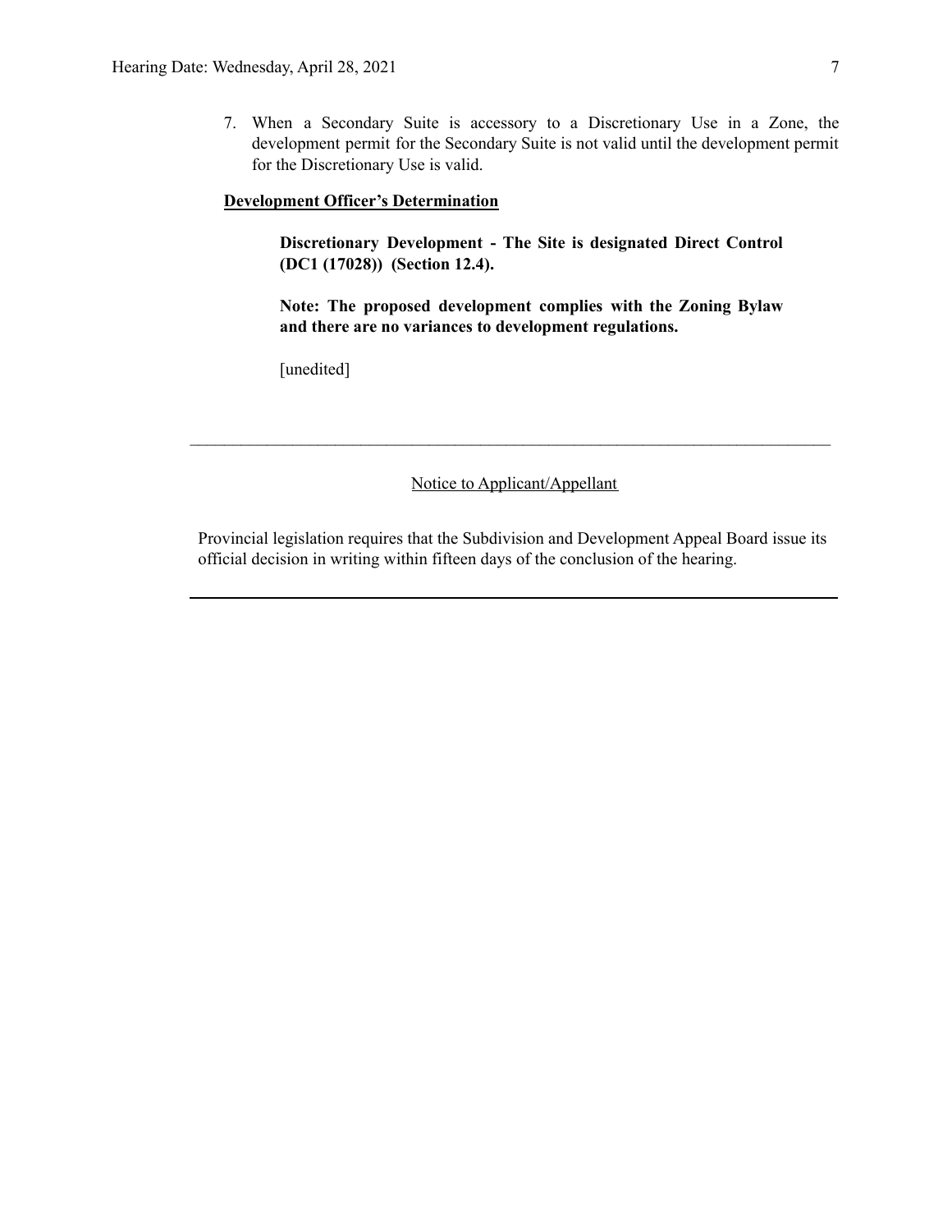7. When a Secondary Suite is accessory to a Discretionary Use in a Zone, the development permit for the Secondary Suite is not valid until the development permit for the Discretionary Use is valid.

**Development Officer's Determination**

**Discretionary Development - The Site is designated Direct Control (DC1 (17028)) (Section 12.4).**

**Note: The proposed development complies with the Zoning Bylaw and there are no variances to development regulations.**

[unedited]

---

Notice to Applicant/Appellant

Provincial legislation requires that the Subdivision and Development Appeal Board issue its official decision in writing within fifteen days of the conclusion of the hearing.

---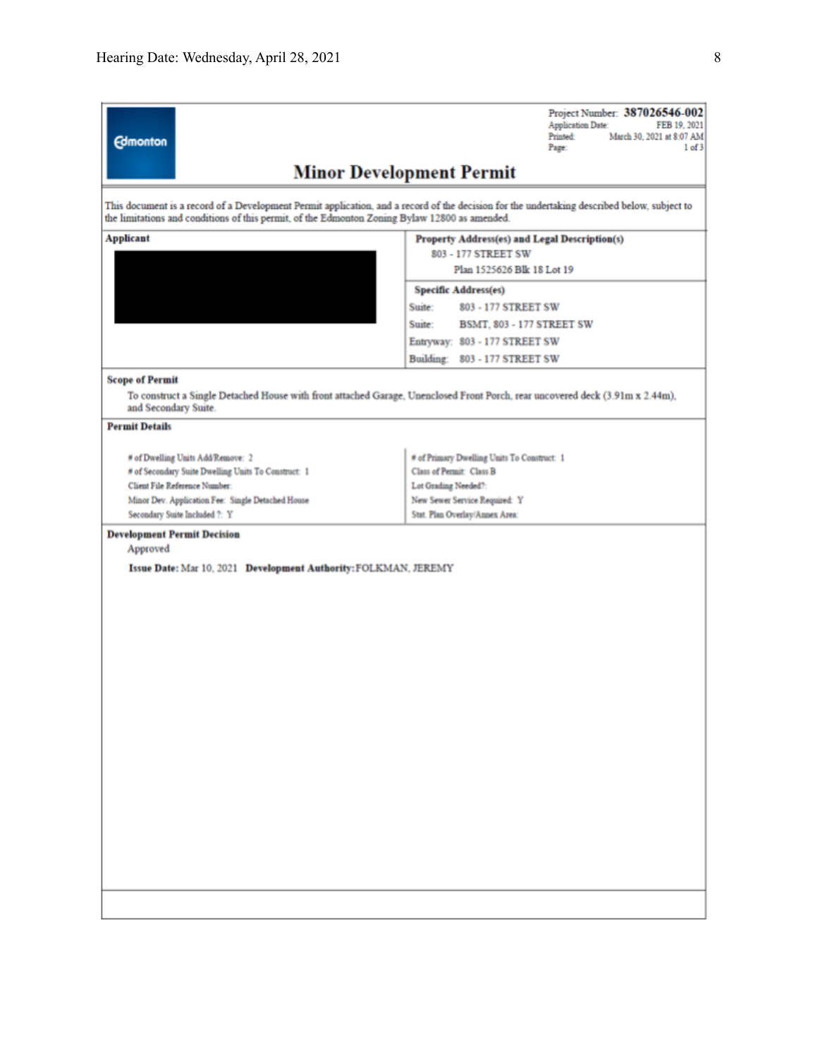Edmonton

Project Number: **387026546-002**
Application Date: FEB 19, 2021
Printed: March 30, 2021 at 8:07 AM
Page: 1 of 3

# Minor Development Permit

This document is a record of a Development Permit application, and a record of the decision for the undertaking described below, subject to the limitations and conditions of this permit, of the Edmonton Zoning Bylaw 12800 as amended.

| **Applicant** | **Property Address(es) and Legal Description(s)** |
|---|---|
| | 803 - 177 STREET SW<br>Plan 1525626 Blk 18 Lot 19 |
| | **Specific Address(es)**<br>Suite: 803 - 177 STREET SW<br>Suite: BSMT, 803 - 177 STREET SW<br>Entryway: 803 - 177 STREET SW<br>Building: 803 - 177 STREET SW |

**Scope of Permit**

To construct a Single Detached House with front attached Garage, Unenclosed Front Porch, rear uncovered deck (3.91m x 2.44m), and Secondary Suite.

**Permit Details**

| | |
|---|---|
| # of Dwelling Units Add/Remove: 2 | # of Primary Dwelling Units To Construct: 1 |
| # of Secondary Suite Dwelling Units To Construct: 1 | Class of Permit: Class B |
| Client File Reference Number: | Lot Grading Needed?: |
| Minor Dev. Application Fee: Single Detached House | New Sewer Service Required: Y |
| Secondary Suite Included ?: Y | Stat. Plan Overlay/Annex Area: |

**Development Permit Decision**

Approved

**Issue Date:** Mar 10, 2021 **Development Authority:** FOLKMAN, JEREMY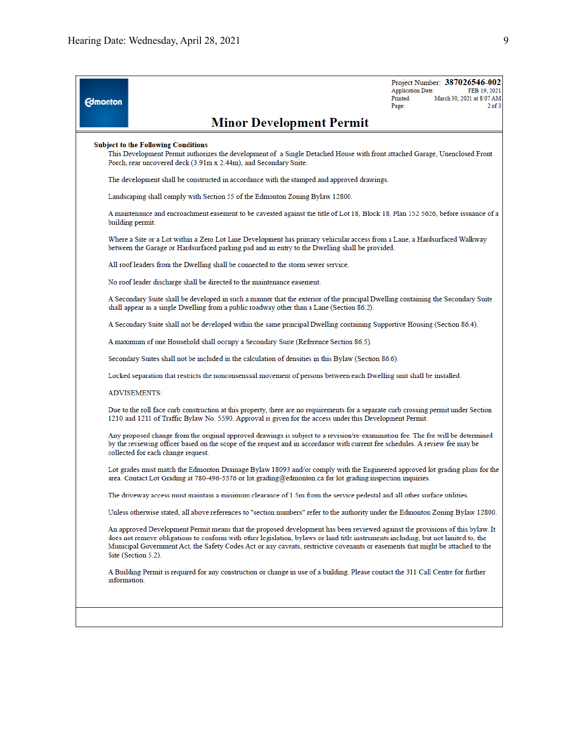Project Number: **387026546-002**
Application Date: FEB 19, 2021
Printed: March 30, 2021 at 8:07 AM
Page: 2 of 3

# Minor Development Permit

**Subject to the Following Conditions**

This Development Permit authorizes the development of a Single Detached House with front attached Garage, Unenclosed Front Porch, rear uncovered deck (3.91m x 2.44m), and Secondary Suite.

The development shall be constructed in accordance with the stamped and approved drawings.

Landscaping shall comply with Section 55 of the Edmonton Zoning Bylaw 12800.

A maintenance and encroachment easement to be caveated against the title of Lot 18, Block 18, Plan 152 5626, before issuance of a building permit.

Where a Site or a Lot within a Zero Lot Line Development has primary vehicular access from a Lane, a Hardsurfaced Walkway between the Garage or Hardsurfaced parking pad and an entry to the Dwelling shall be provided.

All roof leaders from the Dwelling shall be connected to the storm sewer service.

No roof leader discharge shall be directed to the maintenance easement.

A Secondary Suite shall be developed in such a manner that the exterior of the principal Dwelling containing the Secondary Suite shall appear as a single Dwelling from a public roadway other than a Lane (Section 86.2).

A Secondary Suite shall not be developed within the same principal Dwelling containing Supportive Housing (Section 86.4).

A maximum of one Household shall occupy a Secondary Suite (Reference Section 86.5).

Secondary Suites shall not be included in the calculation of densities in this Bylaw (Section 86.6).

Locked separation that restricts the nonconsensual movement of persons between each Dwelling unit shall be installed.

ADVISEMENTS:

Due to the roll face curb construction at this property, there are no requirements for a separate curb crossing permit under Section 1210 and 1211 of Traffic Bylaw No. 5590. Approval is given for the access under this Development Permit.

Any proposed change from the original approved drawings is subject to a revision/re-examination fee. The fee will be determined by the reviewing officer based on the scope of the request and in accordance with current fee schedules. A review fee may be collected for each change request.

Lot grades must match the Edmonton Drainage Bylaw 18093 and/or comply with the Engineered approved lot grading plans for the area. Contact Lot Grading at 780-496-5576 or lot.grading@edmonton.ca for lot grading inspection inquiries.

The driveway access must maintain a minimum clearance of 1.5m from the service pedestal and all other surface utilities.

Unless otherwise stated, all above references to "section numbers" refer to the authority under the Edmonton Zoning Bylaw 12800.

An approved Development Permit means that the proposed development has been reviewed against the provisions of this bylaw. It does not remove obligations to conform with other legislation, bylaws or land title instruments including, but not limited to, the Municipal Government Act, the Safety Codes Act or any caveats, restrictive covenants or easements that might be attached to the Site (Section 5.2).

A Building Permit is required for any construction or change in use of a building. Please contact the 311 Call Centre for further information.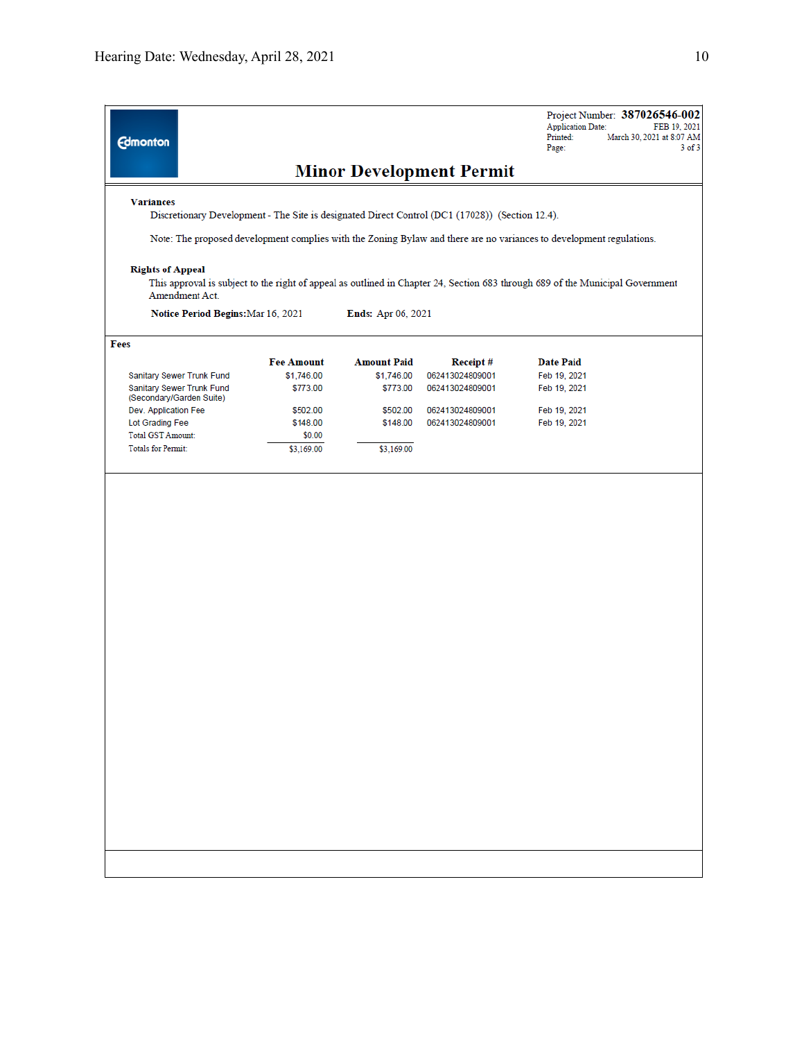Project Number: **387026546-002**
Application Date: FEB 19, 2021
Printed: March 30, 2021 at 8:07 AM
Page: 3 of 3

# Minor Development Permit

**Variances**

Discretionary Development - The Site is designated Direct Control (DC1 (17028)) (Section 12.4).

Note: The proposed development complies with the Zoning Bylaw and there are no variances to development regulations.

**Rights of Appeal**

This approval is subject to the right of appeal as outlined in Chapter 24, Section 683 through 689 of the Municipal Government Amendment Act.

**Notice Period Begins:** Mar 16, 2021 **Ends:** Apr 06, 2021

**Fees**

| | Fee Amount | Amount Paid | Receipt # | Date Paid |
|---|---|---|---|---|
| Sanitary Sewer Trunk Fund | $1,746.00 | $1,746.00 | 062413024809001 | Feb 19, 2021 |
| Sanitary Sewer Trunk Fund (Secondary/Garden Suite) | $773.00 | $773.00 | 062413024809001 | Feb 19, 2021 |
| Dev. Application Fee | $502.00 | $502.00 | 062413024809001 | Feb 19, 2021 |
| Lot Grading Fee | $148.00 | $148.00 | 062413024809001 | Feb 19, 2021 |
| Total GST Amount: | $0.00 | | | |
| Totals for Permit: | $3,169.00 | $3,169.00 | | |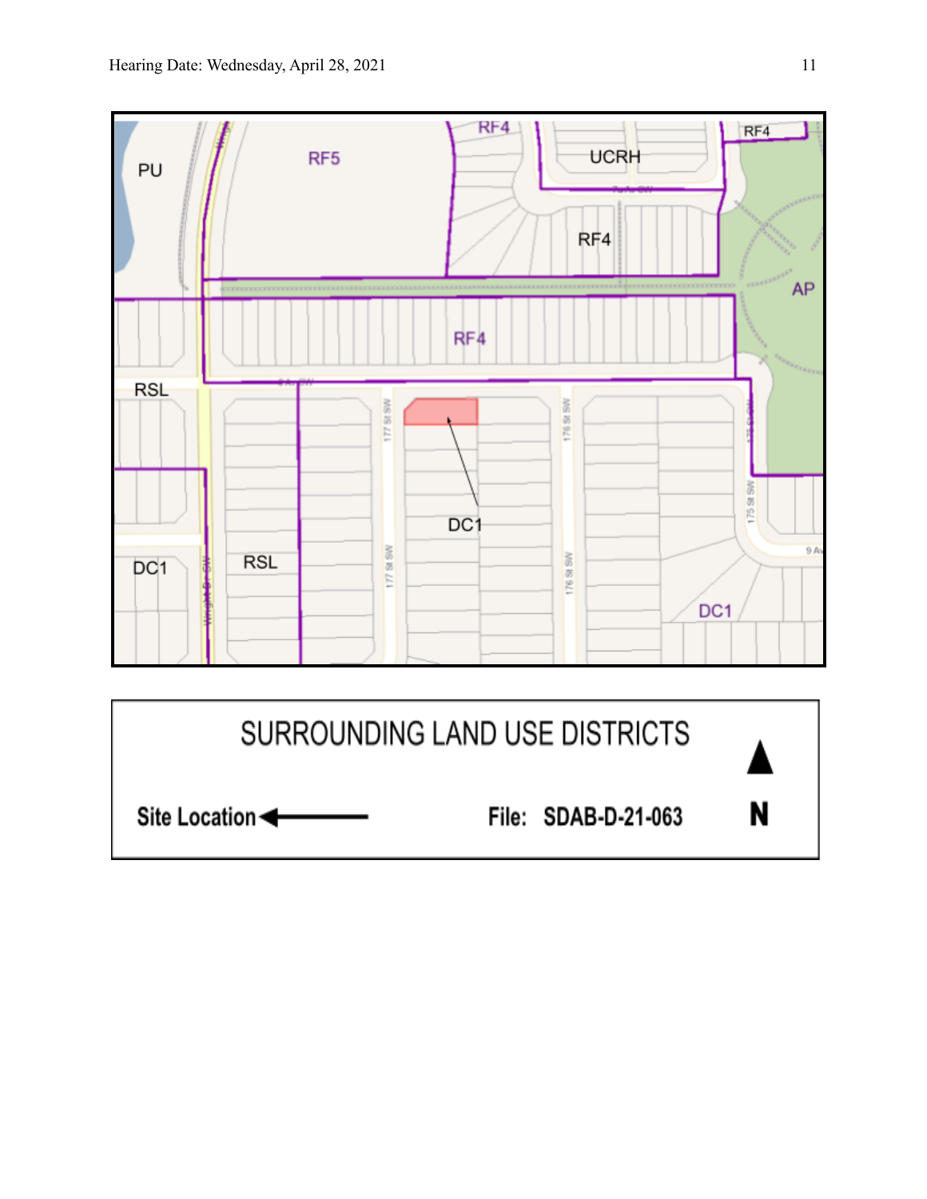SURROUNDING LAND USE DISTRICTS

Site Location ◄———

File: SDAB-D-21-063

▲
N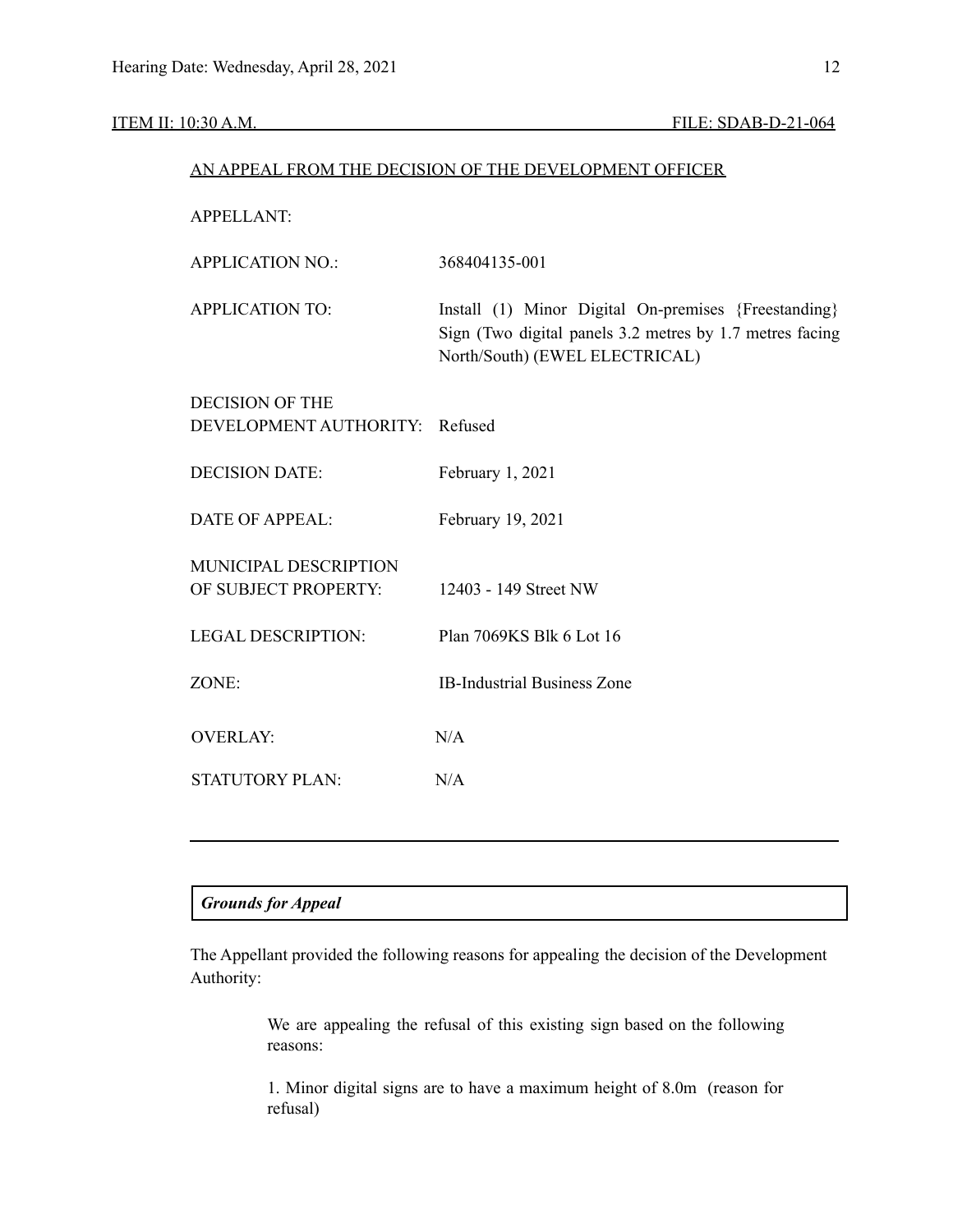ITEM II: 10:30 A.M. FILE: SDAB-D-21-064

AN APPEAL FROM THE DECISION OF THE DEVELOPMENT OFFICER

| | |
|---|---|
| APPELLANT: | |
| APPLICATION NO.: | 368404135-001 |
| APPLICATION TO: | Install (1) Minor Digital On-premises {Freestanding} Sign (Two digital panels 3.2 metres by 1.7 metres facing North/South) (EWEL ELECTRICAL) |
| DECISION OF THE DEVELOPMENT AUTHORITY: | Refused |
| DECISION DATE: | February 1, 2021 |
| DATE OF APPEAL: | February 19, 2021 |
| MUNICIPAL DESCRIPTION OF SUBJECT PROPERTY: | 12403 - 149 Street NW |
| LEGAL DESCRIPTION: | Plan 7069KS Blk 6 Lot 16 |
| ZONE: | IB-Industrial Business Zone |
| OVERLAY: | N/A |
| STATUTORY PLAN: | N/A |

---

***Grounds for Appeal***

The Appellant provided the following reasons for appealing the decision of the Development Authority:

> We are appealing the refusal of this existing sign based on the following reasons:
>
> 1. Minor digital signs are to have a maximum height of 8.0m (reason for refusal)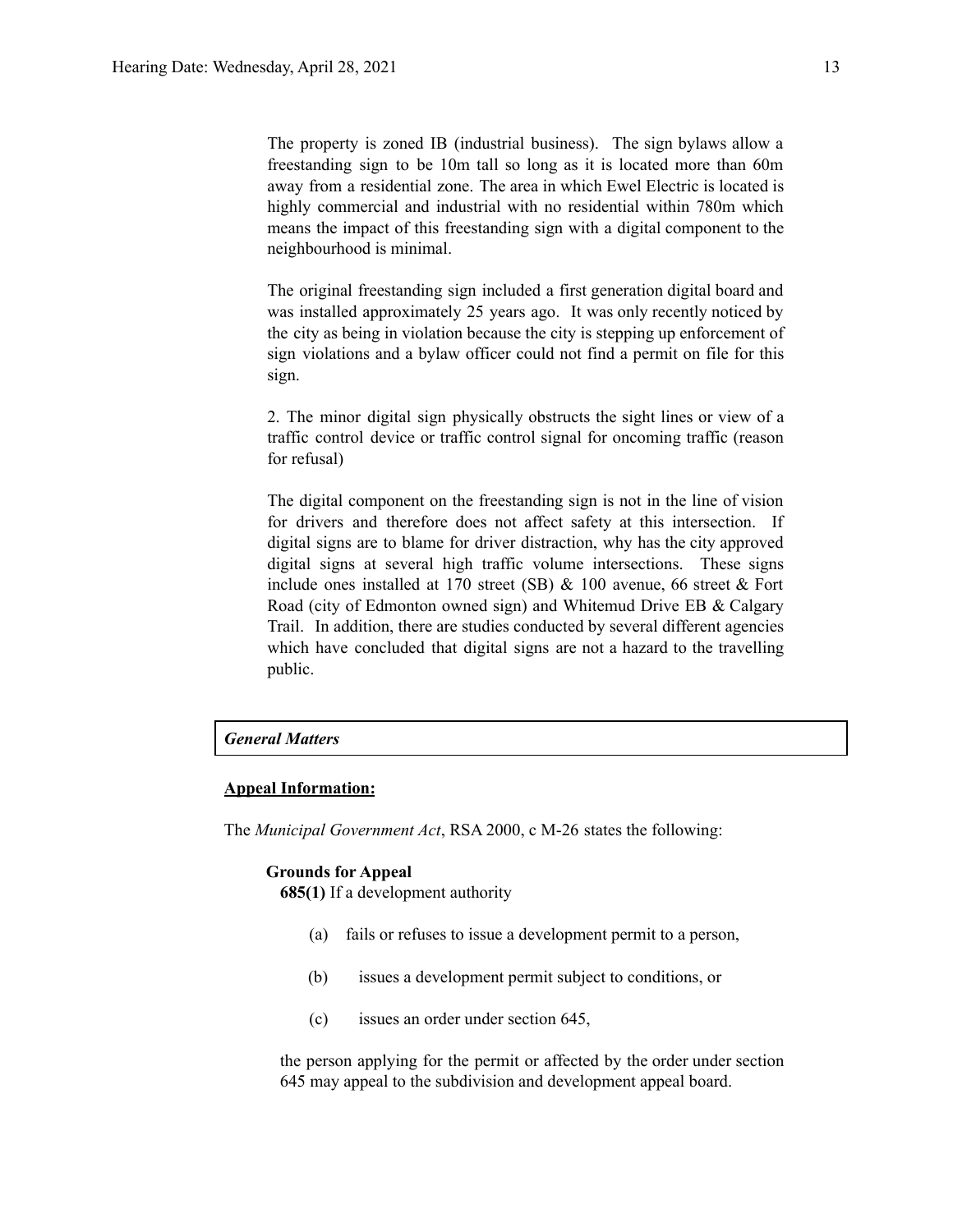The property is zoned IB (industrial business). The sign bylaws allow a freestanding sign to be 10m tall so long as it is located more than 60m away from a residential zone. The area in which Ewel Electric is located is highly commercial and industrial with no residential within 780m which means the impact of this freestanding sign with a digital component to the neighbourhood is minimal.

The original freestanding sign included a first generation digital board and was installed approximately 25 years ago. It was only recently noticed by the city as being in violation because the city is stepping up enforcement of sign violations and a bylaw officer could not find a permit on file for this sign.

2. The minor digital sign physically obstructs the sight lines or view of a traffic control device or traffic control signal for oncoming traffic (reason for refusal)

The digital component on the freestanding sign is not in the line of vision for drivers and therefore does not affect safety at this intersection. If digital signs are to blame for driver distraction, why has the city approved digital signs at several high traffic volume intersections. These signs include ones installed at 170 street (SB) & 100 avenue, 66 street & Fort Road (city of Edmonton owned sign) and Whitemud Drive EB & Calgary Trail. In addition, there are studies conducted by several different agencies which have concluded that digital signs are not a hazard to the travelling public.

***General Matters***

**Appeal Information:**

The *Municipal Government Act*, RSA 2000, c M-26 states the following:

**Grounds for Appeal**

**685(1)** If a development authority

(a) fails or refuses to issue a development permit to a person,

(b) issues a development permit subject to conditions, or

(c) issues an order under section 645,

the person applying for the permit or affected by the order under section 645 may appeal to the subdivision and development appeal board.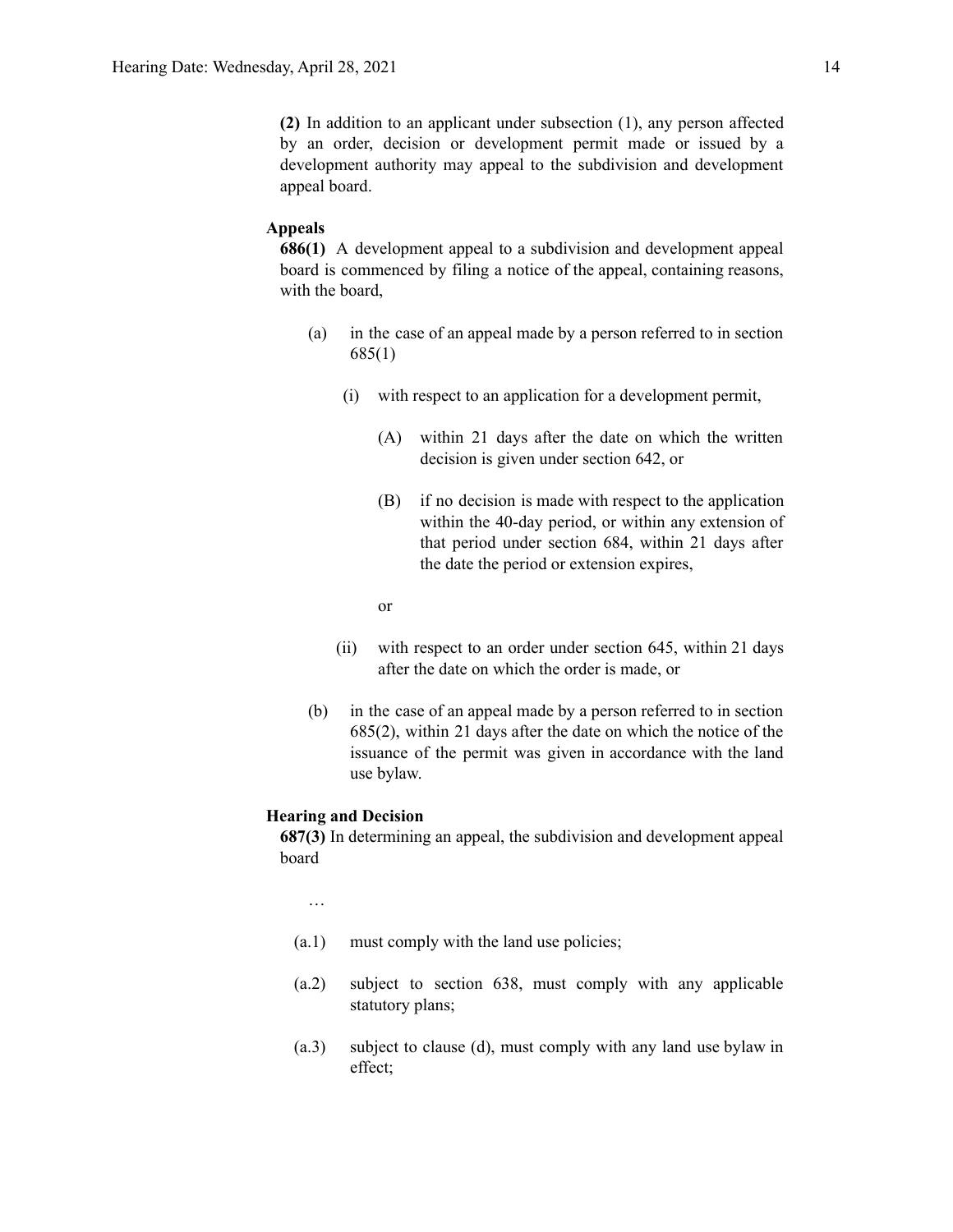**(2)** In addition to an applicant under subsection (1), any person affected by an order, decision or development permit made or issued by a development authority may appeal to the subdivision and development appeal board.

**Appeals**

**686(1)** A development appeal to a subdivision and development appeal board is commenced by filing a notice of the appeal, containing reasons, with the board,

- (a) in the case of an appeal made by a person referred to in section 685(1)
  - (i) with respect to an application for a development permit,
    - (A) within 21 days after the date on which the written decision is given under section 642, or
    - (B) if no decision is made with respect to the application within the 40-day period, or within any extension of that period under section 684, within 21 days after the date the period or extension expires,

    or
  - (ii) with respect to an order under section 645, within 21 days after the date on which the order is made, or
- (b) in the case of an appeal made by a person referred to in section 685(2), within 21 days after the date on which the notice of the issuance of the permit was given in accordance with the land use bylaw.

**Hearing and Decision**

**687(3)** In determining an appeal, the subdivision and development appeal board

…

- (a.1) must comply with the land use policies;
- (a.2) subject to section 638, must comply with any applicable statutory plans;
- (a.3) subject to clause (d), must comply with any land use bylaw in effect;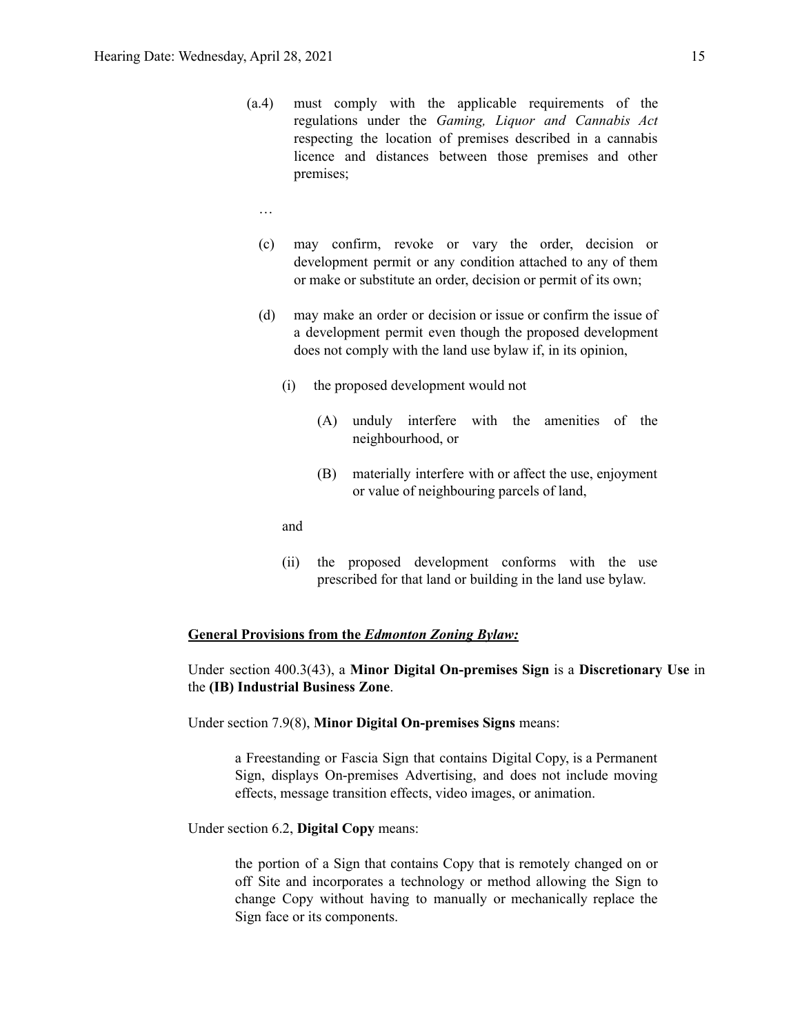(a.4) must comply with the applicable requirements of the regulations under the *Gaming, Liquor and Cannabis Act* respecting the location of premises described in a cannabis licence and distances between those premises and other premises;

…

(c) may confirm, revoke or vary the order, decision or development permit or any condition attached to any of them or make or substitute an order, decision or permit of its own;

(d) may make an order or decision or issue or confirm the issue of a development permit even though the proposed development does not comply with the land use bylaw if, in its opinion,

(i) the proposed development would not

(A) unduly interfere with the amenities of the neighbourhood, or

(B) materially interfere with or affect the use, enjoyment or value of neighbouring parcels of land,

and

(ii) the proposed development conforms with the use prescribed for that land or building in the land use bylaw.

**General Provisions from the *Edmonton Zoning Bylaw:***

Under section 400.3(43), a **Minor Digital On-premises Sign** is a **Discretionary Use** in the **(IB) Industrial Business Zone**.

Under section 7.9(8), **Minor Digital On-premises Signs** means:

> a Freestanding or Fascia Sign that contains Digital Copy, is a Permanent Sign, displays On-premises Advertising, and does not include moving effects, message transition effects, video images, or animation.

Under section 6.2, **Digital Copy** means:

> the portion of a Sign that contains Copy that is remotely changed on or off Site and incorporates a technology or method allowing the Sign to change Copy without having to manually or mechanically replace the Sign face or its components.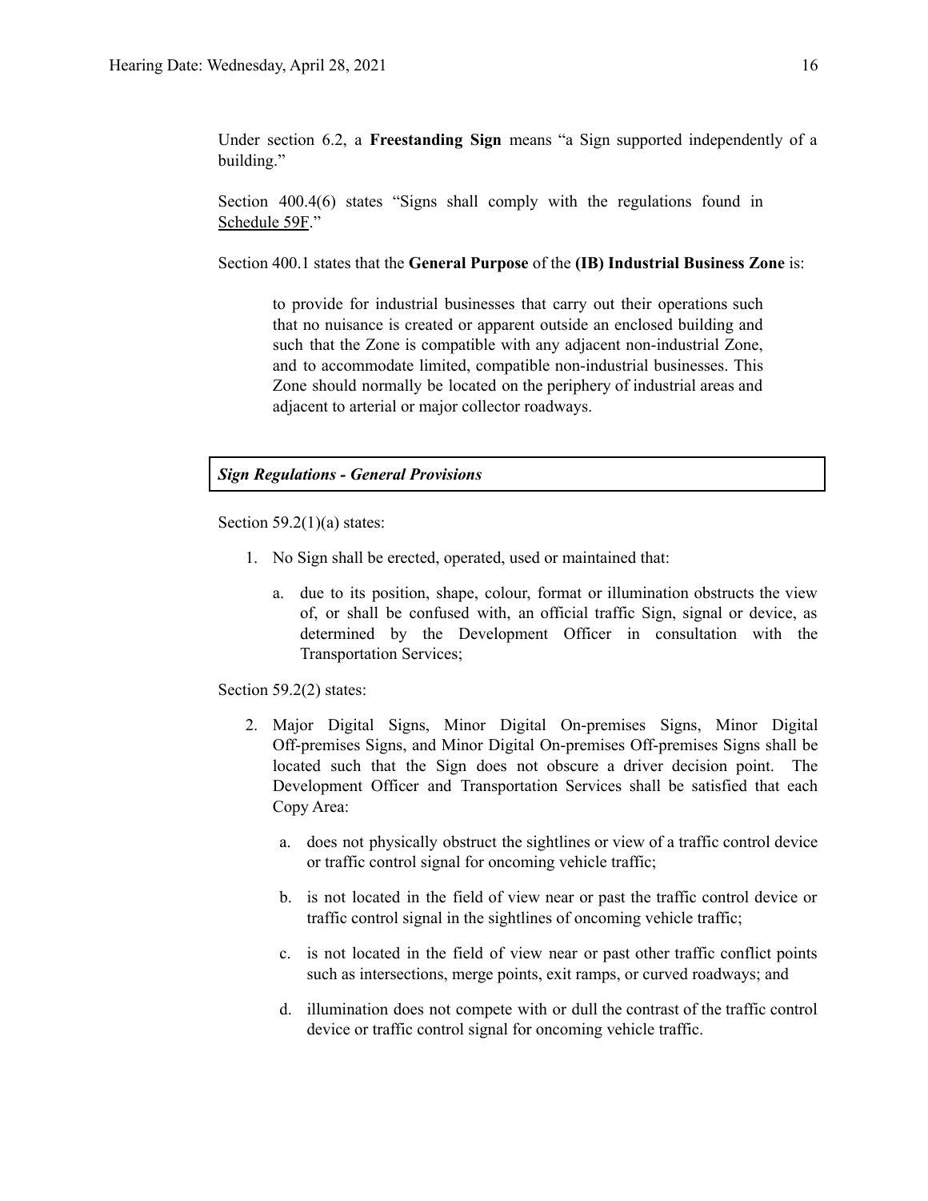Under section 6.2, a **Freestanding Sign** means "a Sign supported independently of a building."

Section 400.4(6) states "Signs shall comply with the regulations found in Schedule 59F."

Section 400.1 states that the **General Purpose** of the **(IB) Industrial Business Zone** is:

> to provide for industrial businesses that carry out their operations such that no nuisance is created or apparent outside an enclosed building and such that the Zone is compatible with any adjacent non-industrial Zone, and to accommodate limited, compatible non-industrial businesses. This Zone should normally be located on the periphery of industrial areas and adjacent to arterial or major collector roadways.

***Sign Regulations - General Provisions***

Section 59.2(1)(a) states:

1. No Sign shall be erected, operated, used or maintained that:
    a. due to its position, shape, colour, format or illumination obstructs the view of, or shall be confused with, an official traffic Sign, signal or device, as determined by the Development Officer in consultation with the Transportation Services;

Section 59.2(2) states:

2. Major Digital Signs, Minor Digital On-premises Signs, Minor Digital Off-premises Signs, and Minor Digital On-premises Off-premises Signs shall be located such that the Sign does not obscure a driver decision point. The Development Officer and Transportation Services shall be satisfied that each Copy Area:
    a. does not physically obstruct the sightlines or view of a traffic control device or traffic control signal for oncoming vehicle traffic;
    b. is not located in the field of view near or past the traffic control device or traffic control signal in the sightlines of oncoming vehicle traffic;
    c. is not located in the field of view near or past other traffic conflict points such as intersections, merge points, exit ramps, or curved roadways; and
    d. illumination does not compete with or dull the contrast of the traffic control device or traffic control signal for oncoming vehicle traffic.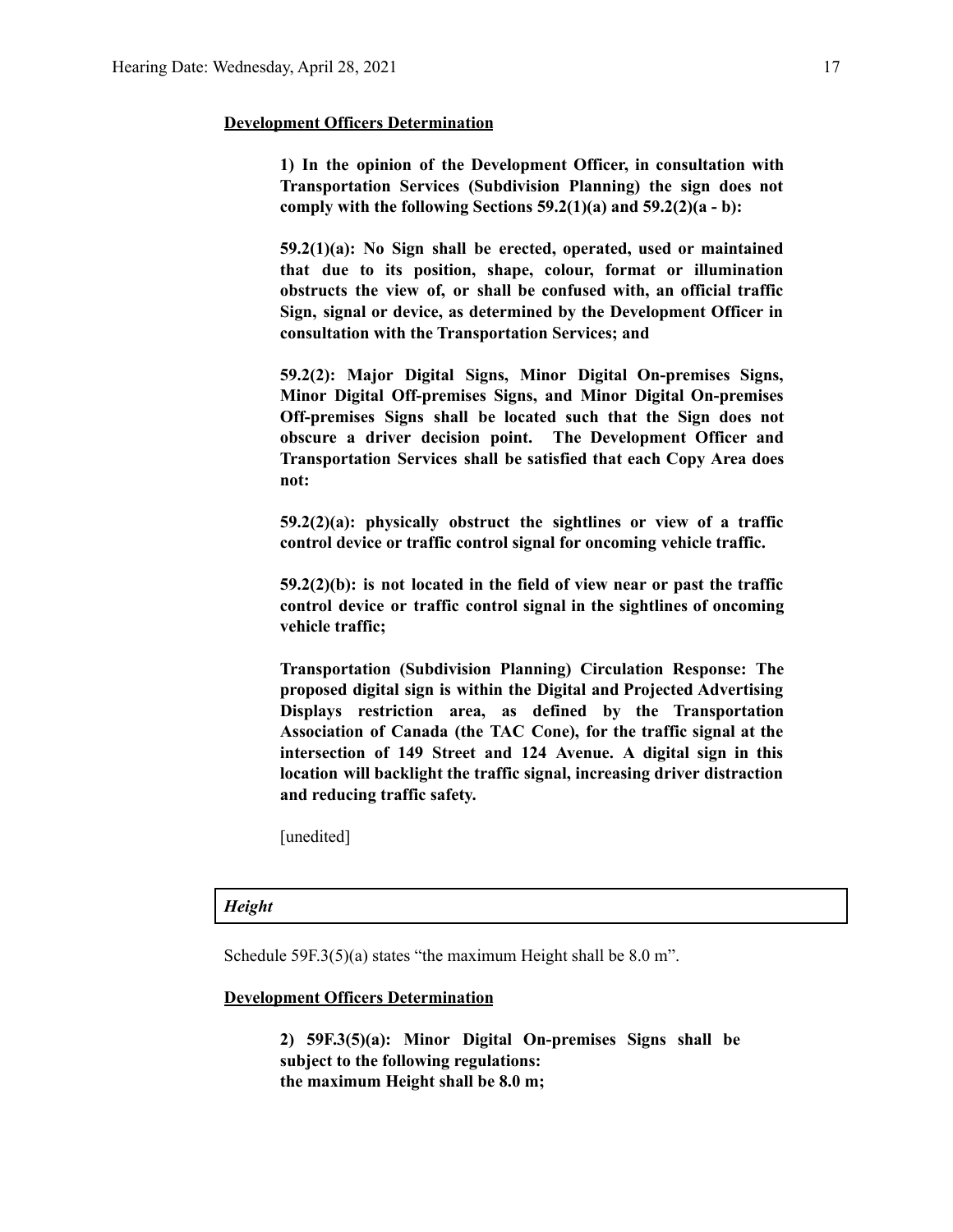**Development Officers Determination**

> **1) In the opinion of the Development Officer, in consultation with Transportation Services (Subdivision Planning) the sign does not comply with the following Sections 59.2(1)(a) and 59.2(2)(a - b):**
>
> **59.2(1)(a): No Sign shall be erected, operated, used or maintained that due to its position, shape, colour, format or illumination obstructs the view of, or shall be confused with, an official traffic Sign, signal or device, as determined by the Development Officer in consultation with the Transportation Services; and**
>
> **59.2(2): Major Digital Signs, Minor Digital On-premises Signs, Minor Digital Off-premises Signs, and Minor Digital On-premises Off-premises Signs shall be located such that the Sign does not obscure a driver decision point. The Development Officer and Transportation Services shall be satisfied that each Copy Area does not:**
>
> **59.2(2)(a): physically obstruct the sightlines or view of a traffic control device or traffic control signal for oncoming vehicle traffic.**
>
> **59.2(2)(b): is not located in the field of view near or past the traffic control device or traffic control signal in the sightlines of oncoming vehicle traffic;**
>
> **Transportation (Subdivision Planning) Circulation Response: The proposed digital sign is within the Digital and Projected Advertising Displays restriction area, as defined by the Transportation Association of Canada (the TAC Cone), for the traffic signal at the intersection of 149 Street and 124 Avenue. A digital sign in this location will backlight the traffic signal, increasing driver distraction and reducing traffic safety.**
>
> [unedited]

***Height***

Schedule 59F.3(5)(a) states "the maximum Height shall be 8.0 m".

**Development Officers Determination**

> **2) 59F.3(5)(a): Minor Digital On-premises Signs shall be subject to the following regulations:**
> **the maximum Height shall be 8.0 m;**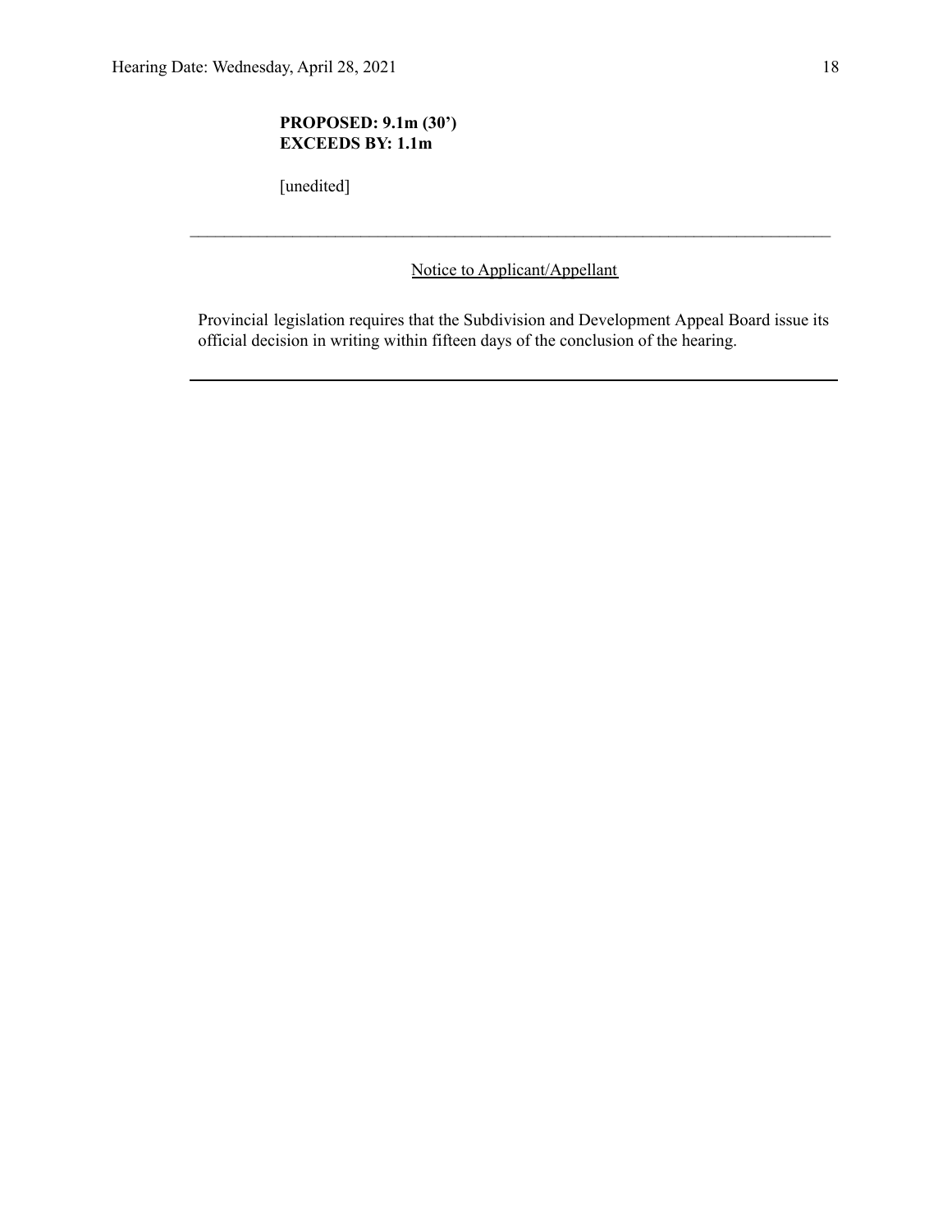**PROPOSED: 9.1m (30')**
**EXCEEDS BY: 1.1m**

[unedited]

---

Notice to Applicant/Appellant

Provincial legislation requires that the Subdivision and Development Appeal Board issue its official decision in writing within fifteen days of the conclusion of the hearing.

---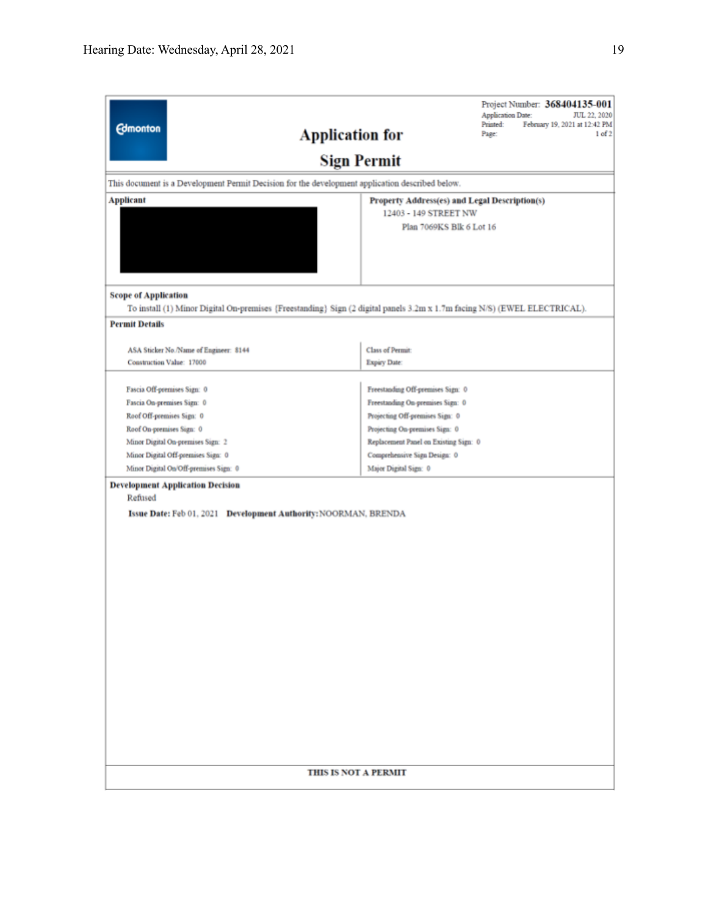Edmonton

# Application for Sign Permit

Project Number: **368404135-001**
Application Date: JUL 22, 2020
Printed: February 19, 2021 at 12:42 PM
Page: 1 of 2

This document is a Development Permit Decision for the development application described below.

| Applicant | Property Address(es) and Legal Description(s) |
| --- | --- |
| | 12403 - 149 STREET NW<br>Plan 7069KS Blk 6 Lot 16 |

**Scope of Application**

To install (1) Minor Digital On-premises (Freestanding) Sign (2 digital panels 3.2m x 1.7m facing N/S) (EWEL ELECTRICAL).

**Permit Details**

| | |
| --- | --- |
| ASA Sticker No./Name of Engineer: 8144 | Class of Permit: |
| Construction Value: 17000 | Expiry Date: |

| | |
| --- | --- |
| Fascia Off-premises Sign: 0 | Freestanding Off-premises Sign: 0 |
| Fascia On-premises Sign: 0 | Freestanding On-premises Sign: 0 |
| Roof Off-premises Sign: 0 | Projecting Off-premises Sign: 0 |
| Roof On-premises Sign: 0 | Projecting On-premises Sign: 0 |
| Minor Digital On-premises Sign: 2 | Replacement Panel on Existing Sign: 0 |
| Minor Digital Off-premises Sign: 0 | Comprehensive Sign Design: 0 |
| Minor Digital On/Off-premises Sign: 0 | Major Digital Sign: 0 |

**Development Application Decision**

Refused

**Issue Date:** Feb 01, 2021 **Development Authority:** NOORMAN, BRENDA

**THIS IS NOT A PERMIT**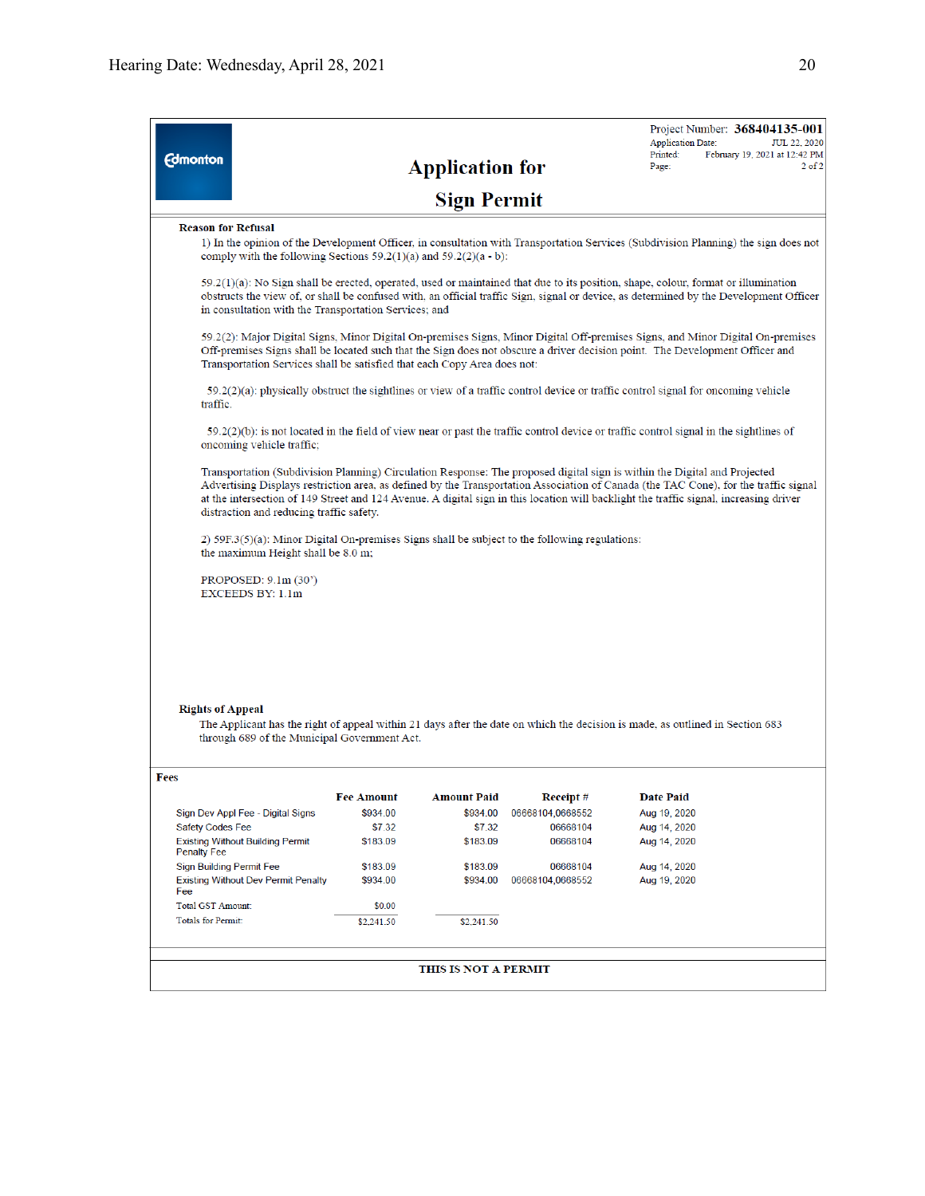Project Number: **368404135-001**
Application Date: JUL 22, 2020
Printed: February 19, 2021 at 12:42 PM
Page: 2 of 2

# Application for Sign Permit

**Reason for Refusal**

1) In the opinion of the Development Officer, in consultation with Transportation Services (Subdivision Planning) the sign does not comply with the following Sections 59.2(1)(a) and 59.2(2)(a - b):

59.2(1)(a): No Sign shall be erected, operated, used or maintained that due to its position, shape, colour, format or illumination obstructs the view of, or shall be confused with, an official traffic Sign, signal or device, as determined by the Development Officer in consultation with the Transportation Services; and

59.2(2): Major Digital Signs, Minor Digital On-premises Signs, Minor Digital Off-premises Signs, and Minor Digital On-premises Off-premises Signs shall be located such that the Sign does not obscure a driver decision point. The Development Officer and Transportation Services shall be satisfied that each Copy Area does not:

59.2(2)(a): physically obstruct the sightlines or view of a traffic control device or traffic control signal for oncoming vehicle traffic.

59.2(2)(b): is not located in the field of view near or past the traffic control device or traffic control signal in the sightlines of oncoming vehicle traffic;

Transportation (Subdivision Planning) Circulation Response: The proposed digital sign is within the Digital and Projected Advertising Displays restriction area, as defined by the Transportation Association of Canada (the TAC Cone), for the traffic signal at the intersection of 149 Street and 124 Avenue. A digital sign in this location will backlight the traffic signal, increasing driver distraction and reducing traffic safety.

2) 59F.3(5)(a): Minor Digital On-premises Signs shall be subject to the following regulations:
the maximum Height shall be 8.0 m;

PROPOSED: 9.1m (30')
EXCEEDS BY: 1.1m

**Rights of Appeal**

The Applicant has the right of appeal within 21 days after the date on which the decision is made, as outlined in Section 683 through 689 of the Municipal Government Act.

**Fees**

| | Fee Amount | Amount Paid | Receipt # | Date Paid |
|---|---|---|---|---|
| Sign Dev Appl Fee - Digital Signs | $934.00 | $934.00 | 06668104,0668552 | Aug 19, 2020 |
| Safety Codes Fee | $7.32 | $7.32 | 06668104 | Aug 14, 2020 |
| Existing Without Building Permit Penalty Fee | $183.09 | $183.09 | 06668104 | Aug 14, 2020 |
| Sign Building Permit Fee | $183.09 | $183.09 | 06668104 | Aug 14, 2020 |
| Existing Without Dev Permit Penalty Fee | $934.00 | $934.00 | 06668104,0668552 | Aug 19, 2020 |
| Total GST Amount: | $0.00 | | | |
| Totals for Permit: | $2,241.50 | $2,241.50 | | |

**THIS IS NOT A PERMIT**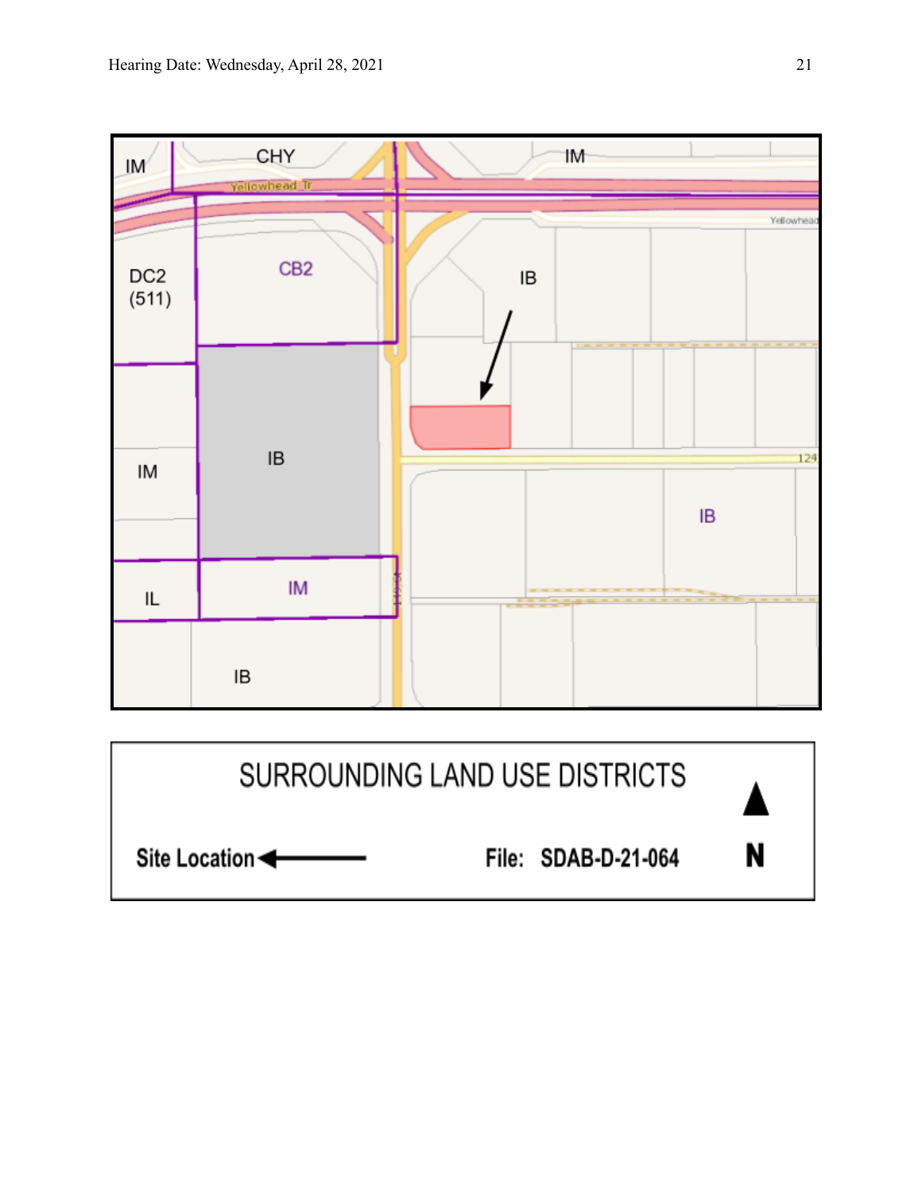IM

CHY

IM

Yellowhead Tr

Yellowhead

DC2
(511)

CB2

IB

IB

IM

124

IB

IL

IM

IB

SURROUNDING LAND USE DISTRICTS

Site Location

File: SDAB-D-21-064

N